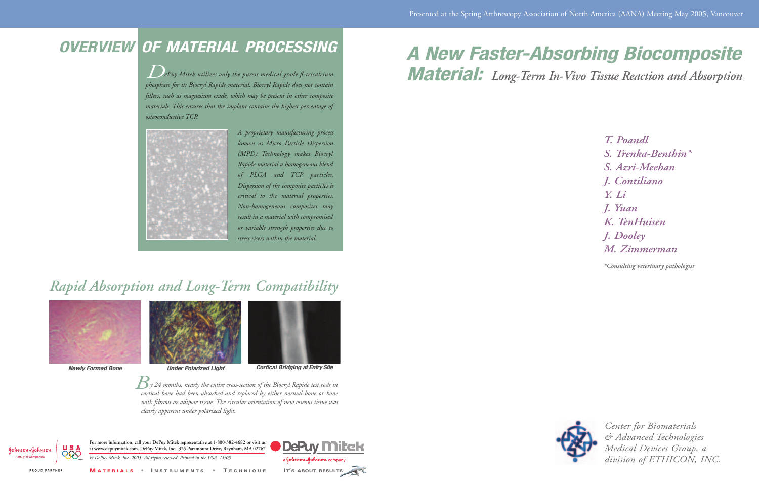# A New Faster-Absorbing Biocomposite Material: *Long-Term In-Vivo Tissue Reaction and Absorption*

*T. Poandl*
*S. Trenka-Benthin**
*S. Azri-Meehan*
*J. Contiliano*
*Y. Li*
*J. Yuan*
*K. TenHuisen*
*J. Dooley*
*M. Zimmerman*

**Consulting veterinary pathologist*

*Center for Biomaterials & Advanced Technologies Medical Devices Group, a division of ETHICON, INC.*

Presented at the Spring Arthroscopy Association of North America (AANA) Meeting May 2005, Vancouver

## OVERVIEW OF MATERIAL PROCESSING

*DePuy Mitek utilizes only the purest medical grade ß-tricalcium phosphate for its Biocryl Rapide material. Biocryl Rapide does not contain fillers, such as magnesium oxide, which may be present in other composite materials. This ensures that the implant contains the highest percentage of osteoconductive TCP.*

*A proprietary manufacturing process known as Micro Particle Dispersion (MPD) Technology makes Biocryl Rapide material a homogeneous blend of PLGA and TCP particles. Dispersion of the composite particles is critical to the material properties. Non-homogeneous composites may result in a material with compromised or variable strength properties due to stress risers within the material.*

## Rapid Absorption and Long-Term Compatibility

**Newly Formed Bone** | **Under Polarized Light** | **Cortical Bridging at Entry Site**

*By 24 months, nearly the entire cross-section of the Biocryl Rapide test rods in cortical bone had been absorbed and replaced by either normal bone or bone with fibrous or adipose tissue. The circular orientation of new osseous tissue was clearly apparent under polarized light.*

For more information, call your DePuy Mitek representative at 1-800-382-4682 or visit us at www.depuymitek.com. DePuy Mitek, Inc., 325 Paramount Drive, Raynham, MA 02767

*@ DePuy Mitek, Inc. 2005. All rights reserved. Printed in the USA. 11/05*

Johnson & Johnson Family of Companies — PROUD PARTNER — USA

MATERIALS • INSTRUMENTS • TECHNIQUE

DePuy Mitek — a Johnson & Johnson company — IT'S ABOUT RESULTS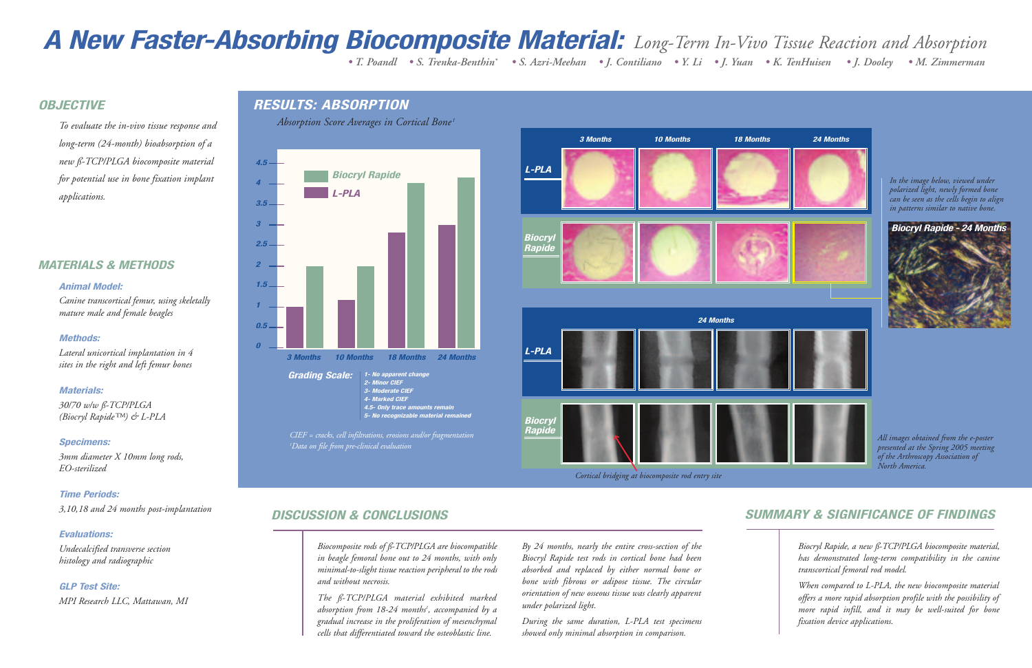# A New Faster-Absorbing Biocomposite Material: *Long-Term In-Vivo Tissue Reaction and Absorption*

*• T. Poandl • S. Trenka-Benthin* • S. Azri-Meehan • J. Contiliano • Y. Li • J. Yuan • K. TenHuisen • J. Dooley • M. Zimmerman*

## OBJECTIVE

*To evaluate the in-vivo tissue response and long-term (24-month) bioabsorption of a new ß-TCP/PLGA biocomposite material for potential use in bone fixation implant applications.*

## MATERIALS & METHODS

### Animal Model:

*Canine transcortical femur, using skeletally mature male and female beagles*

### Methods:

*Lateral unicortical implantation in 4 sites in the right and left femur bones*

### Materials:

*30/70 w/w ß-TCP/PLGA (Biocryl Rapide™) & L-PLA*

### Specimens:

*3mm diameter X 10mm long rods, EO-sterilized*

### Time Periods:

*3,10,18 and 24 months post-implantation*

### Evaluations:

*Undecalcified transverse section histology and radiographic*

### GLP Test Site:

*MPI Research LLC, Mattawan, MI*

## RESULTS: ABSORPTION

*Absorption Score Averages in Cortical Bone[1]*

Biocryl Rapide
L-PLA

0
0.5
1
1.5
2
2.5
3
3.5
4
4.5

3 Months
10 Months
18 Months
24 Months

**Grading Scale:**

1- No apparent change
2- Minor CIEF
3- Moderate CIEF
4- Marked CIEF
4.5- Only trace amounts remain
5- No recognizable material remained

*CIEF = cracks, cell infiltrations, erosions and/or fragmentation*
*[1]Data on file from pre-clinical evaluation*

3 Months
10 Months
18 Months
24 Months

L-PLA
Biocryl Rapide

*In the image below, viewed under polarized light, newly formed bone can be seen as the cells begin to align in patterns similar to native bone.*

Biocryl Rapide - 24 Months

24 Months

L-PLA
Biocryl Rapide

*Cortical bridging at biocomposite rod entry site*

*All images obtained from the e-poster presented at the Spring 2005 meeting of the Arthroscopy Association of North America.*

## DISCUSSION & CONCLUSIONS

*Biocomposite rods of ß-TCP/PLGA are biocompatible in beagle femoral bone out to 24 months, with only minimal-to-slight tissue reaction peripheral to the rods and without necrosis.*

*The ß-TCP/PLGA material exhibited marked absorption from 18-24 months[1], accompanied by a gradual increase in the proliferation of mesenchymal cells that differentiated toward the osteoblastic line.*

*By 24 months, nearly the entire cross-section of the Biocryl Rapide test rods in cortical bone had been absorbed and replaced by either normal bone or bone with fibrous or adipose tissue. The circular orientation of new osseous tissue was clearly apparent under polarized light.*

*During the same duration, L-PLA test specimens showed only minimal absorption in comparison.*

## SUMMARY & SIGNIFICANCE OF FINDINGS

*Biocryl Rapide, a new ß-TCP/PLGA biocomposite material, has demonstrated long-term compatibility in the canine transcortical femoral rod model.*

*When compared to L-PLA, the new biocomposite material offers a more rapid absorption profile with the possibility of more rapid infill, and it may be well-suited for bone fixation device applications.*